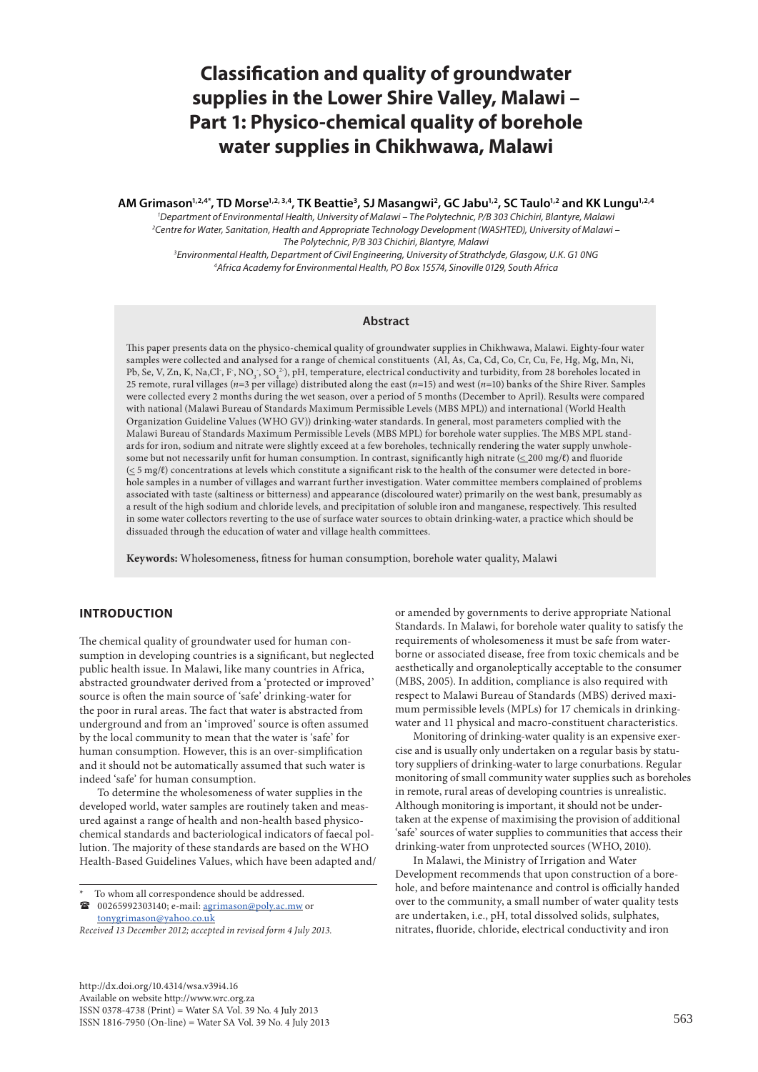# Classification and quality of groundwater supplies in the Lower Shire Valley, Malawi – Part 1: Physico-chemical quality of borehole water supplies in Chikhwawa, Malawi

**AM Grimason[1,2,4*], TD Morse[1,2,3,4], TK Beattie[3], SJ Masangwi[2], GC Jabu[1,2], SC Taulo[1,2] and KK Lungu[1,2,4]**

[1]*Department of Environmental Health, University of Malawi – The Polytechnic, P/B 303 Chichiri, Blantyre, Malawi*
[2]*Centre for Water, Sanitation, Health and Appropriate Technology Development (WASHTED), University of Malawi – The Polytechnic, P/B 303 Chichiri, Blantyre, Malawi*
[3]*Environmental Health, Department of Civil Engineering, University of Strathclyde, Glasgow, U.K. G1 0NG*
[4]*Africa Academy for Environmental Health, PO Box 15574, Sinoville 0129, South Africa*

## Abstract

This paper presents data on the physico-chemical quality of groundwater supplies in Chikhwawa, Malawi. Eighty-four water samples were collected and analysed for a range of chemical constituents (Al, As, Ca, Cd, Co, Cr, Cu, Fe, Hg, Mg, Mn, Ni, Pb, Se, V, Zn, K, Na, $Cl^-$, $F^-$, $NO_3^-$, $SO_4^{2-}$), pH, temperature, electrical conductivity and turbidity, from 28 boreholes located in 25 remote, rural villages (*n*=3 per village) distributed along the east (*n*=15) and west (*n*=10) banks of the Shire River. Samples were collected every 2 months during the wet season, over a period of 5 months (December to April). Results were compared with national (Malawi Bureau of Standards Maximum Permissible Levels (MBS MPL)) and international (World Health Organization Guideline Values (WHO GV)) drinking-water standards. In general, most parameters complied with the Malawi Bureau of Standards Maximum Permissible Levels (MBS MPL) for borehole water supplies. The MBS MPL standards for iron, sodium and nitrate were slightly exceed at a few boreholes, technically rendering the water supply unwholesome but not necessarily unfit for human consumption. In contrast, significantly high nitrate (≤ 200 mg/ℓ) and fluoride (≤ 5 mg/ℓ) concentrations at levels which constitute a significant risk to the health of the consumer were detected in borehole samples in a number of villages and warrant further investigation. Water committee members complained of problems associated with taste (saltiness or bitterness) and appearance (discoloured water) primarily on the west bank, presumably as a result of the high sodium and chloride levels, and precipitation of soluble iron and manganese, respectively. This resulted in some water collectors reverting to the use of surface water sources to obtain drinking-water, a practice which should be dissuaded through the education of water and village health committees.

**Keywords:** Wholesomeness, fitness for human consumption, borehole water quality, Malawi

## INTRODUCTION

The chemical quality of groundwater used for human consumption in developing countries is a significant, but neglected public health issue. In Malawi, like many countries in Africa, abstracted groundwater derived from a 'protected or improved' source is often the main source of 'safe' drinking-water for the poor in rural areas. The fact that water is abstracted from underground and from an 'improved' source is often assumed by the local community to mean that the water is 'safe' for human consumption. However, this is an over-simplification and it should not be automatically assumed that such water is indeed 'safe' for human consumption.

To determine the wholesomeness of water supplies in the developed world, water samples are routinely taken and measured against a range of health and non-health based physico-chemical standards and bacteriological indicators of faecal pollution. The majority of these standards are based on the WHO Health-Based Guidelines Values, which have been adapted and/or amended by governments to derive appropriate National Standards. In Malawi, for borehole water quality to satisfy the requirements of wholesomeness it must be safe from waterborne or associated disease, free from toxic chemicals and be aesthetically and organoleptically acceptable to the consumer (MBS, 2005). In addition, compliance is also required with respect to Malawi Bureau of Standards (MBS) derived maximum permissible levels (MPLs) for 17 chemicals in drinking-water and 11 physical and macro-constituent characteristics.

Monitoring of drinking-water quality is an expensive exercise and is usually only undertaken on a regular basis by statutory suppliers of drinking-water to large conurbations. Regular monitoring of small community water supplies such as boreholes in remote, rural areas of developing countries is unrealistic. Although monitoring is important, it should not be undertaken at the expense of maximising the provision of additional 'safe' sources of water supplies to communities that access their drinking-water from unprotected sources (WHO, 2010).

In Malawi, the Ministry of Irrigation and Water Development recommends that upon construction of a borehole, and before maintenance and control is officially handed over to the community, a small number of water quality tests are undertaken, i.e., pH, total dissolved solids, sulphates, nitrates, fluoride, chloride, electrical conductivity and iron

\* To whom all correspondence should be addressed.
☎ 00265992303140; e-mail: agrimason@poly.ac.mw or tonygrimason@yahoo.co.uk

*Received 13 December 2012; accepted in revised form 4 July 2013.*

http://dx.doi.org/10.4314/wsa.v39i4.16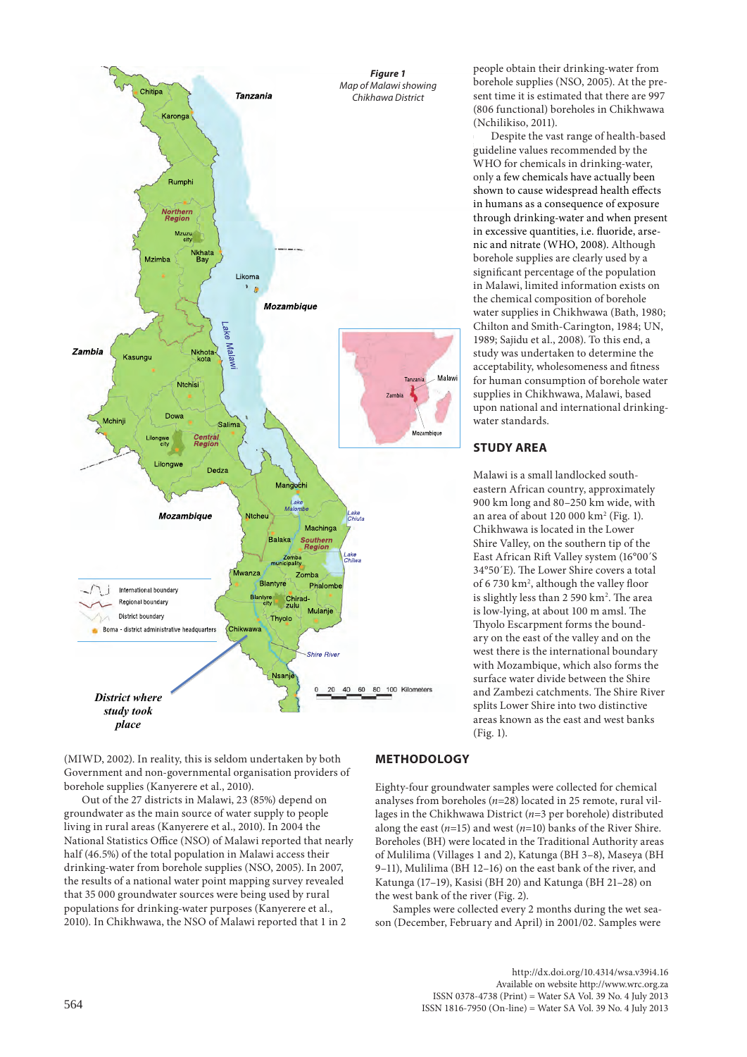Figure 1
*Map of Malawi showing Chikhwawa District*

people obtain their drinking-water from borehole supplies (NSO, 2005). At the present time it is estimated that there are 997 (806 functional) boreholes in Chikhwawa (Nchilikiso, 2011).

Despite the vast range of health-based guideline values recommended by the WHO for chemicals in drinking-water, only a few chemicals have actually been shown to cause widespread health effects in humans as a consequence of exposure through drinking-water and when present in excessive quantities, i.e. fluoride, arsenic and nitrate (WHO, 2008). Although borehole supplies are clearly used by a significant percentage of the population in Malawi, limited information exists on the chemical composition of borehole water supplies in Chikhwawa (Bath, 1980; Chilton and Smith-Carington, 1984; UN, 1989; Sajidu et al., 2008). To this end, a study was undertaken to determine the acceptability, wholesomeness and fitness for human consumption of borehole water supplies in Chikhwawa, Malawi, based upon national and international drinking-water standards.

## STUDY AREA

Malawi is a small landlocked south-eastern African country, approximately 900 km long and 80–250 km wide, with an area of about 120 000 km² (Fig. 1). Chikhwawa is located in the Lower Shire Valley, on the southern tip of the East African Rift Valley system (16°00´S 34°50´E). The Lower Shire covers a total of 6 730 km², although the valley floor is slightly less than 2 590 km². The area is low-lying, at about 100 m amsl. The Thyolo Escarpment forms the boundary on the east of the valley and on the west there is the international boundary with Mozambique, which also forms the surface water divide between the Shire and Zambezi catchments. The Shire River splits Lower Shire into two distinctive areas known as the east and west banks (Fig. 1).

(MIWD, 2002). In reality, this is seldom undertaken by both Government and non-governmental organisation providers of borehole supplies (Kanyerere et al., 2010).

Out of the 27 districts in Malawi, 23 (85%) depend on groundwater as the main source of water supply to people living in rural areas (Kanyerere et al., 2010). In 2004 the National Statistics Office (NSO) of Malawi reported that nearly half (46.5%) of the total population in Malawi access their drinking-water from borehole supplies (NSO, 2005). In 2007, the results of a national water point mapping survey revealed that 35 000 groundwater sources were being used by rural populations for drinking-water purposes (Kanyerere et al., 2010). In Chikhwawa, the NSO of Malawi reported that 1 in 2

## METHODOLOGY

Eighty-four groundwater samples were collected for chemical analyses from boreholes ($n$=28) located in 25 remote, rural villages in the Chikhwawa District ($n$=3 per borehole) distributed along the east ($n$=15) and west ($n$=10) banks of the River Shire. Boreholes (BH) were located in the Traditional Authority areas of Mulilima (Villages 1 and 2), Katunga (BH 3–8), Maseya (BH 9–11), Mulilima (BH 12–16) on the east bank of the river, and Katunga (17–19), Kasisi (BH 20) and Katunga (BH 21–28) on the west bank of the river (Fig. 2).

Samples were collected every 2 months during the wet season (December, February and April) in 2001/02. Samples were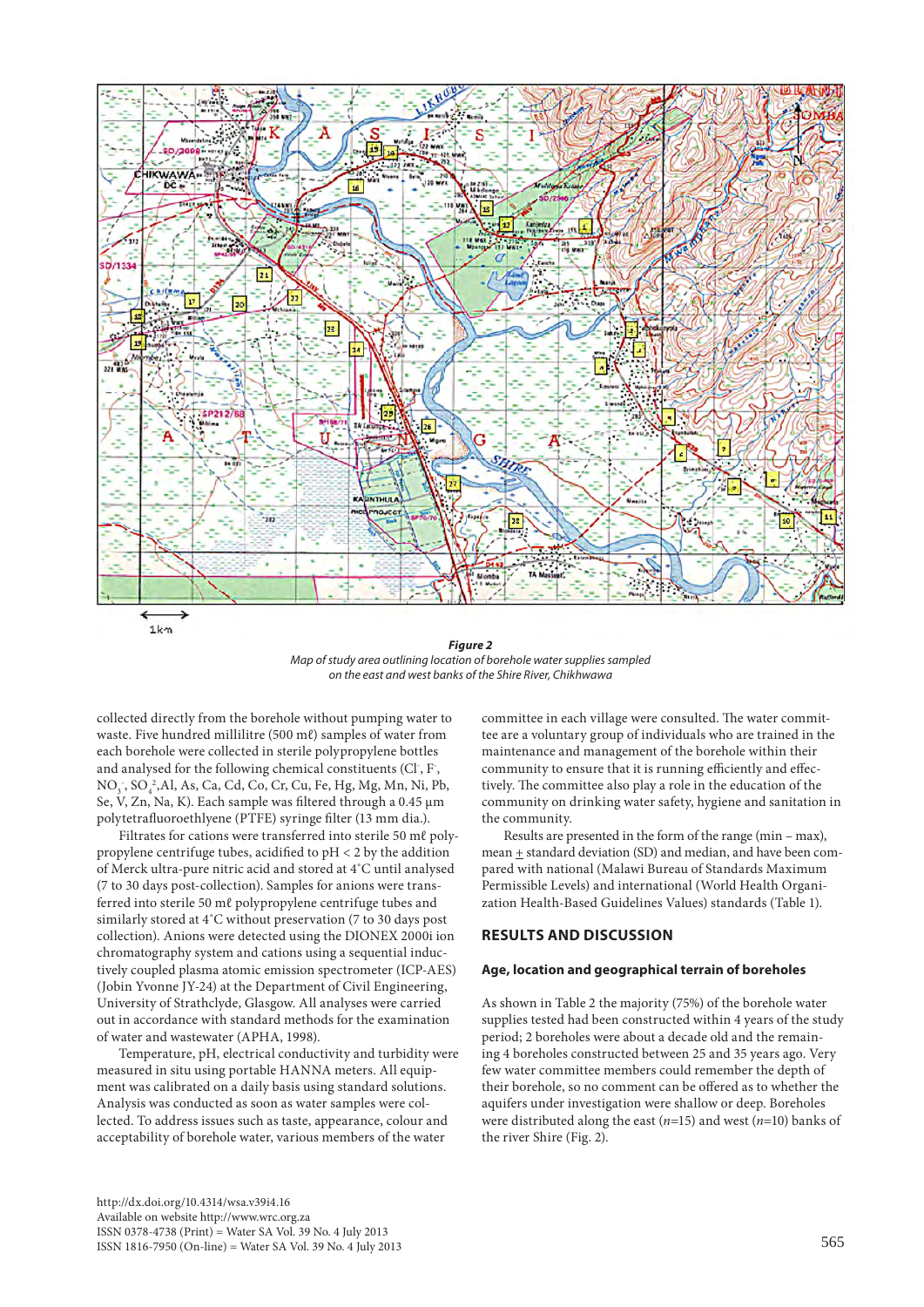**Figure 2**
*Map of study area outlining location of borehole water supplies sampled on the east and west banks of the Shire River, Chikhwawa*

collected directly from the borehole without pumping water to waste. Five hundred millilitre (500 mℓ) samples of water from each borehole were collected in sterile polypropylene bottles and analysed for the following chemical constituents ($Cl^-$, $F^-$, $NO_3^-$, $SO_4^{2-}$, Al, As, Ca, Cd, Co, Cr, Cu, Fe, Hg, Mg, Mn, Ni, Pb, Se, V, Zn, Na, K). Each sample was filtered through a 0.45 µm polytetrafluoroethlyene (PTFE) syringe filter (13 mm dia.).

Filtrates for cations were transferred into sterile 50 mℓ polypropylene centrifuge tubes, acidified to pH < 2 by the addition of Merck ultra-pure nitric acid and stored at 4°C until analysed (7 to 30 days post-collection). Samples for anions were transferred into sterile 50 mℓ polypropylene centrifuge tubes and similarly stored at 4°C without preservation (7 to 30 days post collection). Anions were detected using the DIONEX 2000i ion chromatography system and cations using a sequential inductively coupled plasma atomic emission spectrometer (ICP-AES) (Jobin Yvonne JY-24) at the Department of Civil Engineering, University of Strathclyde, Glasgow. All analyses were carried out in accordance with standard methods for the examination of water and wastewater (APHA, 1998).

Temperature, pH, electrical conductivity and turbidity were measured in situ using portable HANNA meters. All equipment was calibrated on a daily basis using standard solutions. Analysis was conducted as soon as water samples were collected. To address issues such as taste, appearance, colour and acceptability of borehole water, various members of the water committee in each village were consulted. The water committee are a voluntary group of individuals who are trained in the maintenance and management of the borehole within their community to ensure that it is running efficiently and effectively. The committee also play a role in the education of the community on drinking water safety, hygiene and sanitation in the community.

Results are presented in the form of the range (min – max), mean ± standard deviation (SD) and median, and have been compared with national (Malawi Bureau of Standards Maximum Permissible Levels) and international (World Health Organization Health-Based Guidelines Values) standards (Table 1).

## RESULTS AND DISCUSSION

### Age, location and geographical terrain of boreholes

As shown in Table 2 the majority (75%) of the borehole water supplies tested had been constructed within 4 years of the study period; 2 boreholes were about a decade old and the remaining 4 boreholes constructed between 25 and 35 years ago. Very few water committee members could remember the depth of their borehole, so no comment can be offered as to whether the aquifers under investigation were shallow or deep. Boreholes were distributed along the east ($n$=15) and west ($n$=10) banks of the river Shire (Fig. 2).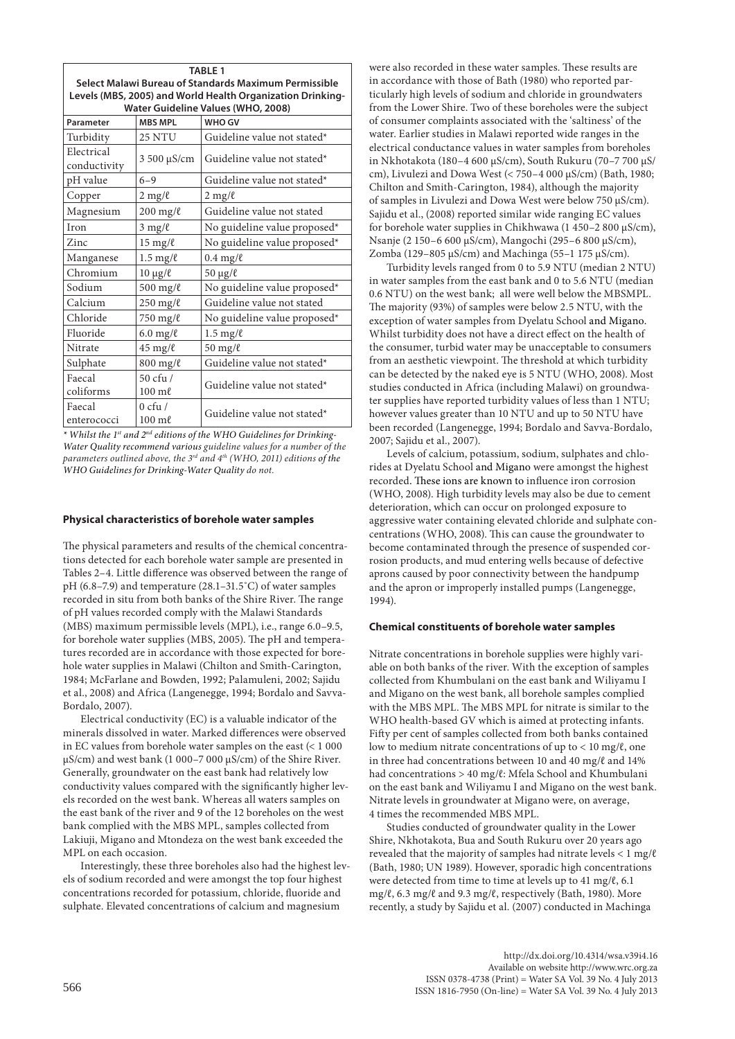**TABLE 1**
**Select Malawi Bureau of Standards Maximum Permissible Levels (MBS, 2005) and World Health Organization Drinking-Water Guideline Values (WHO, 2008)**

| Parameter | MBS MPL | WHO GV |
|---|---|---|
| Turbidity | 25 NTU | Guideline value not stated* |
| Electrical conductivity | 3 500 µS/cm | Guideline value not stated* |
| pH value | 6–9 | Guideline value not stated* |
| Copper | 2 mg/ℓ | 2 mg/ℓ |
| Magnesium | 200 mg/ℓ | Guideline value not stated |
| Iron | 3 mg/ℓ | No guideline value proposed* |
| Zinc | 15 mg/ℓ | No guideline value proposed* |
| Manganese | 1.5 mg/ℓ | 0.4 mg/ℓ |
| Chromium | 10 µg/ℓ | 50 µg/ℓ |
| Sodium | 500 mg/ℓ | No guideline value proposed* |
| Calcium | 250 mg/ℓ | Guideline value not stated |
| Chloride | 750 mg/ℓ | No guideline value proposed* |
| Fluoride | 6.0 mg/ℓ | 1.5 mg/ℓ |
| Nitrate | 45 mg/ℓ | 50 mg/ℓ |
| Sulphate | 800 mg/ℓ | Guideline value not stated* |
| Faecal coliforms | 50 cfu / 100 mℓ | Guideline value not stated* |
| Faecal enterococci | 0 cfu / 100 mℓ | Guideline value not stated* |

*\* Whilst the 1st and 2nd editions of the WHO Guidelines for Drinking-Water Quality recommend various guideline values for a number of the parameters outlined above, the 3rd and 4th (WHO, 2011) editions of the WHO Guidelines for Drinking-Water Quality do not.*

### Physical characteristics of borehole water samples

The physical parameters and results of the chemical concentrations detected for each borehole water sample are presented in Tables 2–4. Little difference was observed between the range of pH (6.8–7.9) and temperature (28.1–31.5˚C) of water samples recorded in situ from both banks of the Shire River. The range of pH values recorded comply with the Malawi Standards (MBS) maximum permissible levels (MPL), i.e., range 6.0–9.5, for borehole water supplies (MBS, 2005). The pH and temperatures recorded are in accordance with those expected for borehole water supplies in Malawi (Chilton and Smith-Carington, 1984; McFarlane and Bowden, 1992; Palamuleni, 2002; Sajidu et al., 2008) and Africa (Langenegge, 1994; Bordalo and Savva-Bordalo, 2007).

Electrical conductivity (EC) is a valuable indicator of the minerals dissolved in water. Marked differences were observed in EC values from borehole water samples on the east (< 1 000 µS/cm) and west bank (1 000–7 000 µS/cm) of the Shire River. Generally, groundwater on the east bank had relatively low conductivity values compared with the significantly higher levels recorded on the west bank. Whereas all waters samples on the east bank of the river and 9 of the 12 boreholes on the west bank complied with the MBS MPL, samples collected from Lakiuji, Migano and Mtondeza on the west bank exceeded the MPL on each occasion.

Interestingly, these three boreholes also had the highest levels of sodium recorded and were amongst the top four highest concentrations recorded for potassium, chloride, fluoride and sulphate. Elevated concentrations of calcium and magnesium were also recorded in these water samples. These results are in accordance with those of Bath (1980) who reported particularly high levels of sodium and chloride in groundwaters from the Lower Shire. Two of these boreholes were the subject of consumer complaints associated with the 'saltiness' of the water. Earlier studies in Malawi reported wide ranges in the electrical conductance values in water samples from boreholes in Nkhotakota (180–4 600 µS/cm), South Rukuru (70–7 700 µS/cm), Livulezi and Dowa West (< 750–4 000 µS/cm) (Bath, 1980; Chilton and Smith-Carington, 1984), although the majority of samples in Livulezi and Dowa West were below 750 µS/cm). Sajidu et al., (2008) reported similar wide ranging EC values for borehole water supplies in Chikhwawa (1 450–2 800 µS/cm), Nsanje (2 150–6 600 µS/cm), Mangochi (295–6 800 µS/cm), Zomba (129–805 µS/cm) and Machinga (55–1 175 µS/cm).

Turbidity levels ranged from 0 to 5.9 NTU (median 2 NTU) in water samples from the east bank and 0 to 5.6 NTU (median 0.6 NTU) on the west bank; all were well below the MBSMPL. The majority (93%) of samples were below 2.5 NTU, with the exception of water samples from Dyelatu School and Migano. Whilst turbidity does not have a direct effect on the health of the consumer, turbid water may be unacceptable to consumers from an aesthetic viewpoint. The threshold at which turbidity can be detected by the naked eye is 5 NTU (WHO, 2008). Most studies conducted in Africa (including Malawi) on groundwater supplies have reported turbidity values of less than 1 NTU; however values greater than 10 NTU and up to 50 NTU have been recorded (Langenegge, 1994; Bordalo and Savva-Bordalo, 2007; Sajidu et al., 2007).

Levels of calcium, potassium, sodium, sulphates and chlorides at Dyelatu School and Migano were amongst the highest recorded. These ions are known to influence iron corrosion (WHO, 2008). High turbidity levels may also be due to cement deterioration, which can occur on prolonged exposure to aggressive water containing elevated chloride and sulphate concentrations (WHO, 2008). This can cause the groundwater to become contaminated through the presence of suspended corrosion products, and mud entering wells because of defective aprons caused by poor connectivity between the handpump and the apron or improperly installed pumps (Langenegge, 1994).

### Chemical constituents of borehole water samples

Nitrate concentrations in borehole supplies were highly variable on both banks of the river. With the exception of samples collected from Khumbulani on the east bank and Wiliyamu I and Migano on the west bank, all borehole samples complied with the MBS MPL. The MBS MPL for nitrate is similar to the WHO health-based GV which is aimed at protecting infants. Fifty per cent of samples collected from both banks contained low to medium nitrate concentrations of up to < 10 mg/ℓ, one in three had concentrations between 10 and 40 mg/ℓ and 14% had concentrations > 40 mg/ℓ: Mfela School and Khumbulani on the east bank and Wiliyamu I and Migano on the west bank. Nitrate levels in groundwater at Migano were, on average, 4 times the recommended MBS MPL.

Studies conducted of groundwater quality in the Lower Shire, Nkhotakota, Bua and South Rukuru over 20 years ago revealed that the majority of samples had nitrate levels < 1 mg/ℓ (Bath, 1980; UN 1989). However, sporadic high concentrations were detected from time to time at levels up to 41 mg/ℓ, 6.1 mg/ℓ, 6.3 mg/ℓ and 9.3 mg/ℓ, respectively (Bath, 1980). More recently, a study by Sajidu et al. (2007) conducted in Machinga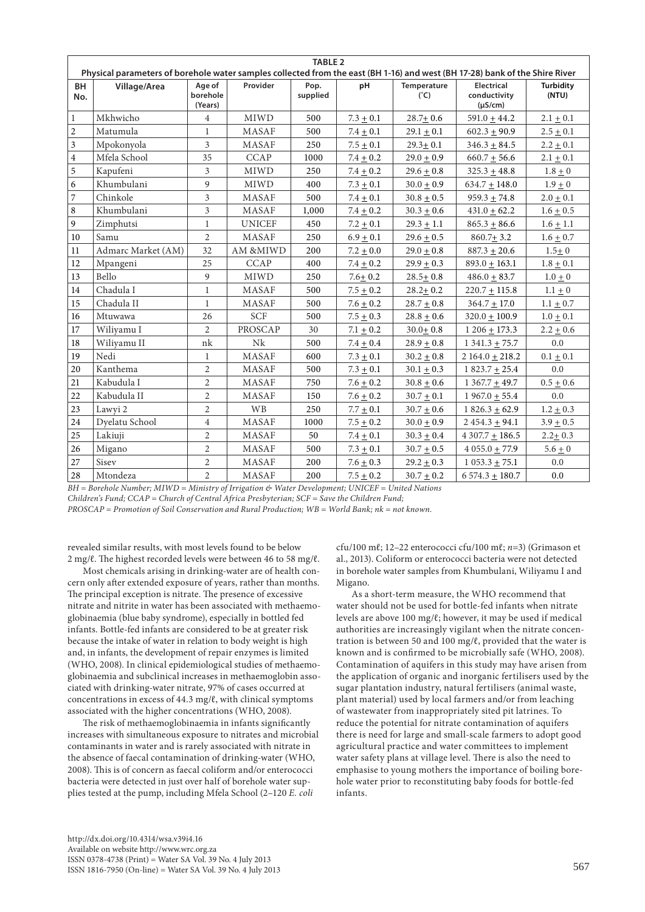**TABLE 2**

**Physical parameters of borehole water samples collected from the east (BH 1-16) and west (BH 17-28) bank of the Shire River**

| BH No. | Village/Area | Age of borehole (Years) | Provider | Pop. supplied | pH | Temperature (°C) | Electrical conductivity (µS/cm) | Turbidity (NTU) |
|---|---|---|---|---|---|---|---|---|
| 1 | Mkhwicho | 4 | MIWD | 500 | 7.3 ± 0.1 | 28.7± 0.6 | 591.0 ± 44.2 | 2.1 ± 0.1 |
| 2 | Matumula | 1 | MASAF | 500 | 7.4 ± 0.1 | 29.1 ± 0.1 | 602.3 ± 90.9 | 2.5 ± 0.1 |
| 3 | Mpokonyola | 3 | MASAF | 250 | 7.5 ± 0.1 | 29.3± 0.1 | 346.3 ± 84.5 | 2.2 ± 0.1 |
| 4 | Mfela School | 35 | CCAP | 1000 | 7.4 ± 0.2 | 29.0 ± 0.9 | 660.7 ± 56.6 | 2.1 ± 0.1 |
| 5 | Kapufeni | 3 | MIWD | 250 | 7.4 ± 0.2 | 29.6 ± 0.8 | 325.3 ± 48.8 | 1.8 ± 0 |
| 6 | Khumbulani | 9 | MIWD | 400 | 7.3 ± 0.1 | 30.0 ± 0.9 | 634.7 ± 148.0 | 1.9 ± 0 |
| 7 | Chinkole | 3 | MASAF | 500 | 7.4 ± 0.1 | 30.8 ± 0.5 | 959.3 ± 74.8 | 2.0 ± 0.1 |
| 8 | Khumbulani | 3 | MASAF | 1,000 | 7.4 ± 0.2 | 30.3 ± 0.6 | 431.0 ± 62.2 | 1.6 ± 0.5 |
| 9 | Zimphutsi | 1 | UNICEF | 450 | 7.2 ± 0.1 | 29.3 ± 1.1 | 865.3 ± 86.6 | 1.6 ± 1.1 |
| 10 | Samu | 2 | MASAF | 250 | 6.9 ± 0.1 | 29.6 ± 0.5 | 860.7± 3.2 | 1.6 ± 0.7 |
| 11 | Admarc Market (AM) | 32 | AM &MIWD | 200 | 7.2 ± 0.0 | 29.0 ± 0.8 | 887.3 ± 20.6 | 1.5± 0 |
| 12 | Mpangeni | 25 | CCAP | 400 | 7.4 ± 0.2 | 29.9 ± 0.3 | 893.0 ± 163.1 | 1.8 ± 0.1 |
| 13 | Bello | 9 | MIWD | 250 | 7.6± 0.2 | 28.5± 0.8 | 486.0 ± 83.7 | 1.0 ± 0 |
| 14 | Chadula I | 1 | MASAF | 500 | 7.5 ± 0.2 | 28.2± 0.2 | 220.7 ± 115.8 | 1.1 ± 0 |
| 15 | Chadula II | 1 | MASAF | 500 | 7.6 ± 0.2 | 28.7 ± 0.8 | 364.7 ± 17.0 | 1.1 ± 0.7 |
| 16 | Mtuwawa | 26 | SCF | 500 | 7.5 ± 0.3 | 28.8 ± 0.6 | 320.0 ± 100.9 | 1.0 ± 0.1 |
| 17 | Wiliyamu I | 2 | PROSCAP | 30 | 7.1 ± 0.2 | 30.0± 0.8 | 1 206 ± 173.3 | 2.2 ± 0.6 |
| 18 | Wiliyamu II | nk | Nk | 500 | 7.4 ± 0.4 | 28.9 ± 0.8 | 1 341.3 ± 75.7 | 0.0 |
| 19 | Nedi | 1 | MASAF | 600 | 7.3 ± 0.1 | 30.2 ± 0.8 | 2 164.0 ± 218.2 | 0.1 ± 0.1 |
| 20 | Kanthema | 2 | MASAF | 500 | 7.3 ± 0.1 | 30.1 ± 0.3 | 1 823.7 ± 25.4 | 0.0 |
| 21 | Kabudula I | 2 | MASAF | 750 | 7.6 ± 0.2 | 30.8 ± 0.6 | 1 367.7 ± 49.7 | 0.5 ± 0.6 |
| 22 | Kabudula II | 2 | MASAF | 150 | 7.6 ± 0.2 | 30.7 ± 0.1 | 1 967.0 ± 55.4 | 0.0 |
| 23 | Lawyi 2 | 2 | WB | 250 | 7.7 ± 0.1 | 30.7 ± 0.6 | 1 826.3 ± 62.9 | 1.2 ± 0.3 |
| 24 | Dyelatu School | 4 | MASAF | 1000 | 7.5 ± 0.2 | 30.0 ± 0.9 | 2 454.3 ± 94.1 | 3.9 ± 0.5 |
| 25 | Lakiuji | 2 | MASAF | 50 | 7.4 ± 0.1 | 30.3 ± 0.4 | 4 307.7 ± 186.5 | 2.2± 0.3 |
| 26 | Migano | 2 | MASAF | 500 | 7.3 ± 0.1 | 30.7 ± 0.5 | 4 055.0 ± 77.9 | 5.6 ± 0 |
| 27 | Sisev | 2 | MASAF | 200 | 7.6 ± 0.3 | 29.2 ± 0.3 | 1 053.3 ± 75.1 | 0.0 |
| 28 | Mtondeza | 2 | MASAF | 200 | 7.5 ± 0.2 | 30.7 ± 0.2 | 6 574.3 ± 180.7 | 0.0 |

*BH = Borehole Number; MIWD = Ministry of Irrigation & Water Development; UNICEF = United Nations Children's Fund; CCAP = Church of Central Africa Presbyterian; SCF = Save the Children Fund; PROSCAP = Promotion of Soil Conservation and Rural Production; WB = World Bank; nk = not known.*

revealed similar results, with most levels found to be below 2 mg/ℓ. The highest recorded levels were between 46 to 58 mg/ℓ.

Most chemicals arising in drinking-water are of health concern only after extended exposure of years, rather than months. The principal exception is nitrate. The presence of excessive nitrate and nitrite in water has been associated with methaemoglobinaemia (blue baby syndrome), especially in bottled fed infants. Bottle-fed infants are considered to be at greater risk because the intake of water in relation to body weight is high and, in infants, the development of repair enzymes is limited (WHO, 2008). In clinical epidemiological studies of methaemoglobinaemia and subclinical increases in methaemoglobin associated with drinking-water nitrate, 97% of cases occurred at concentrations in excess of 44.3 mg/ℓ, with clinical symptoms associated with the higher concentrations (WHO, 2008).

The risk of methaemoglobinaemia in infants significantly increases with simultaneous exposure to nitrates and microbial contaminants in water and is rarely associated with nitrate in the absence of faecal contamination of drinking-water (WHO, 2008). This is of concern as faecal coliform and/or enterococci bacteria were detected in just over half of borehole water supplies tested at the pump, including Mfela School (2–120 *E. coli* cfu/100 mℓ; 12–22 enterococci cfu/100 mℓ; $n$=3) (Grimason et al., 2013). Coliform or enterococci bacteria were not detected in borehole water samples from Khumbulani, Wiliyamu I and Migano.

As a short-term measure, the WHO recommend that water should not be used for bottle-fed infants when nitrate levels are above 100 mg/ℓ; however, it may be used if medical authorities are increasingly vigilant when the nitrate concentration is between 50 and 100 mg/ℓ, provided that the water is known and is confirmed to be microbially safe (WHO, 2008). Contamination of aquifers in this study may have arisen from the application of organic and inorganic fertilisers used by the sugar plantation industry, natural fertilisers (animal waste, plant material) used by local farmers and/or from leaching of wastewater from inappropriately sited pit latrines. To reduce the potential for nitrate contamination of aquifers there is need for large and small-scale farmers to adopt good agricultural practice and water committees to implement water safety plans at village level. There is also the need to emphasise to young mothers the importance of boiling borehole water prior to reconstituting baby foods for bottle-fed infants.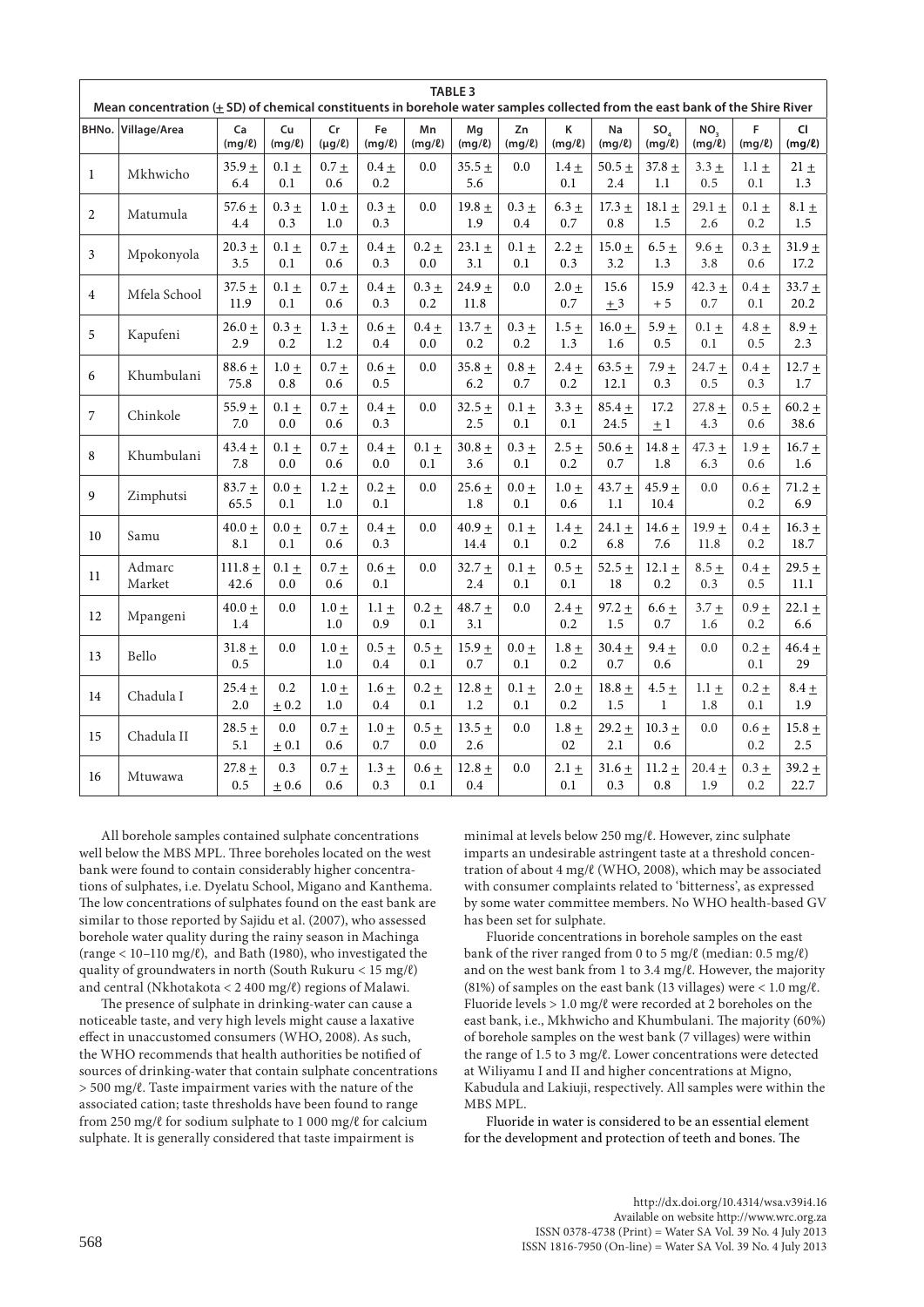**TABLE 3**
**Mean concentration (± SD) of chemical constituents in borehole water samples collected from the east bank of the Shire River**

| BHNo. | Village/Area | Ca (mg/ℓ) | Cu (mg/ℓ) | Cr (µg/ℓ) | Fe (mg/ℓ) | Mn (mg/ℓ) | Mg (mg/ℓ) | Zn (mg/ℓ) | K (mg/ℓ) | Na (mg/ℓ) | $SO_4$ (mg/ℓ) | $NO_3$ (mg/ℓ) | F (mg/ℓ) | Cl (mg/ℓ) |
|---|---|---|---|---|---|---|---|---|---|---|---|---|---|---|
| 1 | Mkhwicho | 35.9 ± 6.4 | 0.1 ± 0.1 | 0.7 ± 0.6 | 0.4 ± 0.2 | 0.0 | 35.5 ± 5.6 | 0.0 | 1.4 ± 0.1 | 50.5 ± 2.4 | 37.8 ± 1.1 | 3.3 ± 0.5 | 1.1 ± 0.1 | 21 ± 1.3 |
| 2 | Matumula | 57.6 ± 4.4 | 0.3 ± 0.3 | 1.0 ± 1.0 | 0.3 ± 0.3 | 0.0 | 19.8 ± 1.9 | 0.3 ± 0.4 | 6.3 ± 0.7 | 17.3 ± 0.8 | 18.1 ± 1.5 | 29.1 ± 2.6 | 0.1 ± 0.2 | 8.1 ± 1.5 |
| 3 | Mpokonyola | 20.3 ± 3.5 | 0.1 ± 0.1 | 0.7 ± 0.6 | 0.4 ± 0.3 | 0.2 ± 0.0 | 23.1 ± 3.1 | 0.1 ± 0.1 | 2.2 ± 0.3 | 15.0 ± 3.2 | 6.5 ± 1.3 | 9.6 ± 3.8 | 0.3 ± 0.6 | 31.9 ± 17.2 |
| 4 | Mfela School | 37.5 ± 11.9 | 0.1 ± 0.1 | 0.7 ± 0.6 | 0.4 ± 0.3 | 0.3 ± 0.2 | 24.9 ± 11.8 | 0.0 | 2.0 ± 0.7 | 15.6 ± 3 | 15.9 + 5 | 42.3 ± 0.7 | 0.4 ± 0.1 | 33.7 ± 20.2 |
| 5 | Kapufeni | 26.0 ± 2.9 | 0.3 ± 0.2 | 1.3 ± 1.2 | 0.6 ± 0.4 | 0.4 ± 0.0 | 13.7 ± 0.2 | 0.3 ± 0.2 | 1.5 ± 1.3 | 16.0 ± 1.6 | 5.9 ± 0.5 | 0.1 ± 0.1 | 4.8 ± 0.5 | 8.9 ± 2.3 |
| 6 | Khumbulani | 88.6 ± 75.8 | 1.0 ± 0.8 | 0.7 ± 0.6 | 0.6 ± 0.5 | 0.0 | 35.8 ± 6.2 | 0.8 ± 0.7 | 2.4 ± 0.2 | 63.5 ± 12.1 | 7.9 ± 0.3 | 24.7 ± 0.5 | 0.4 ± 0.3 | 12.7 ± 1.7 |
| 7 | Chinkole | 55.9 ± 7.0 | 0.1 ± 0.0 | 0.7 ± 0.6 | 0.4 ± 0.3 | 0.0 | 32.5 ± 2.5 | 0.1 ± 0.1 | 3.3 ± 0.1 | 85.4 ± 24.5 | 17.2 ± 1 | 27.8 ± 4.3 | 0.5 ± 0.6 | 60.2 ± 38.6 |
| 8 | Khumbulani | 43.4 ± 7.8 | 0.1 ± 0.0 | 0.7 ± 0.6 | 0.4 ± 0.0 | 0.1 ± 0.1 | 30.8 ± 3.6 | 0.3 ± 0.1 | 2.5 ± 0.2 | 50.6 ± 0.7 | 14.8 ± 1.8 | 47.3 ± 6.3 | 1.9 ± 0.6 | 16.7 ± 1.6 |
| 9 | Zimphutsi | 83.7 ± 65.5 | 0.0 ± 0.1 | 1.2 ± 1.0 | 0.2 ± 0.1 | 0.0 | 25.6 ± 1.8 | 0.0 ± 0.1 | 1.0 ± 0.6 | 43.7 ± 1.1 | 45.9 ± 10.4 | 0.0 | 0.6 ± 0.2 | 71.2 ± 6.9 |
| 10 | Samu | 40.0 ± 8.1 | 0.0 ± 0.1 | 0.7 ± 0.6 | 0.4 ± 0.3 | 0.0 | 40.9 ± 14.4 | 0.1 ± 0.1 | 1.4 ± 0.2 | 24.1 ± 6.8 | 14.6 ± 7.6 | 19.9 ± 11.8 | 0.4 ± 0.2 | 16.3 ± 18.7 |
| 11 | Admarc Market | 111.8 ± 42.6 | 0.1 ± 0.0 | 0.7 ± 0.6 | 0.6 ± 0.1 | 0.0 | 32.7 ± 2.4 | 0.1 ± 0.1 | 0.5 ± 0.1 | 52.5 ± 18 | 12.1 ± 0.2 | 8.5 ± 0.3 | 0.4 ± 0.5 | 29.5 ± 11.1 |
| 12 | Mpangeni | 40.0 ± 1.4 | 0.0 | 1.0 ± 1.0 | 1.1 ± 0.9 | 0.2 ± 0.1 | 48.7 ± 3.1 | 0.0 | 2.4 ± 0.2 | 97.2 ± 1.5 | 6.6 ± 0.7 | 3.7 ± 1.6 | 0.9 ± 0.2 | 22.1 ± 6.6 |
| 13 | Bello | 31.8 ± 0.5 | 0.0 | 1.0 ± 1.0 | 0.5 ± 0.4 | 0.5 ± 0.1 | 15.9 ± 0.7 | 0.0 ± 0.1 | 1.8 ± 0.2 | 30.4 ± 0.7 | 9.4 ± 0.6 | 0.0 | 0.2 ± 0.1 | 46.4 ± 29 |
| 14 | Chadula I | 25.4 ± 2.0 | 0.2 ± 0.2 | 1.0 ± 1.0 | 1.6 ± 0.4 | 0.2 ± 0.1 | 12.8 ± 1.2 | 0.1 ± 0.1 | 2.0 ± 0.2 | 18.8 ± 1.5 | 4.5 ± 1 | 1.1 ± 1.8 | 0.2 ± 0.1 | 8.4 ± 1.9 |
| 15 | Chadula II | 28.5 ± 5.1 | 0.0 ± 0.1 | 0.7 ± 0.6 | 1.0 ± 0.7 | 0.5 ± 0.0 | 13.5 ± 2.6 | 0.0 | 1.8 ± 02 | 29.2 ± 2.1 | 10.3 ± 0.6 | 0.0 | 0.6 ± 0.2 | 15.8 ± 2.5 |
| 16 | Mtuwawa | 27.8 ± 0.5 | 0.3 ± 0.6 | 0.7 ± 0.6 | 1.3 ± 0.3 | 0.6 ± 0.1 | 12.8 ± 0.4 | 0.0 | 2.1 ± 0.1 | 31.6 ± 0.3 | 11.2 ± 0.8 | 20.4 ± 1.9 | 0.3 ± 0.2 | 39.2 ± 22.7 |

All borehole samples contained sulphate concentrations well below the MBS MPL. Three boreholes located on the west bank were found to contain considerably higher concentrations of sulphates, i.e. Dyelatu School, Migano and Kanthema. The low concentrations of sulphates found on the east bank are similar to those reported by Sajidu et al. (2007), who assessed borehole water quality during the rainy season in Machinga (range < 10–110 mg/ℓ), and Bath (1980), who investigated the quality of groundwaters in north (South Rukuru < 15 mg/ℓ) and central (Nkhotakota < 2 400 mg/ℓ) regions of Malawi.

The presence of sulphate in drinking-water can cause a noticeable taste, and very high levels might cause a laxative effect in unaccustomed consumers (WHO, 2008). As such, the WHO recommends that health authorities be notified of sources of drinking-water that contain sulphate concentrations > 500 mg/ℓ. Taste impairment varies with the nature of the associated cation; taste thresholds have been found to range from 250 mg/ℓ for sodium sulphate to 1 000 mg/ℓ for calcium sulphate. It is generally considered that taste impairment is minimal at levels below 250 mg/ℓ. However, zinc sulphate imparts an undesirable astringent taste at a threshold concentration of about 4 mg/ℓ (WHO, 2008), which may be associated with consumer complaints related to 'bitterness', as expressed by some water committee members. No WHO health-based GV has been set for sulphate.

Fluoride concentrations in borehole samples on the east bank of the river ranged from 0 to 5 mg/ℓ (median: 0.5 mg/ℓ) and on the west bank from 1 to 3.4 mg/ℓ. However, the majority (81%) of samples on the east bank (13 villages) were < 1.0 mg/ℓ. Fluoride levels > 1.0 mg/ℓ were recorded at 2 boreholes on the east bank, i.e., Mkhwicho and Khumbulani. The majority (60%) of borehole samples on the west bank (7 villages) were within the range of 1.5 to 3 mg/ℓ. Lower concentrations were detected at Wiliyamu I and II and higher concentrations at Migno, Kabudula and Lakiuji, respectively. All samples were within the MBS MPL.

Fluoride in water is considered to be an essential element for the development and protection of teeth and bones. The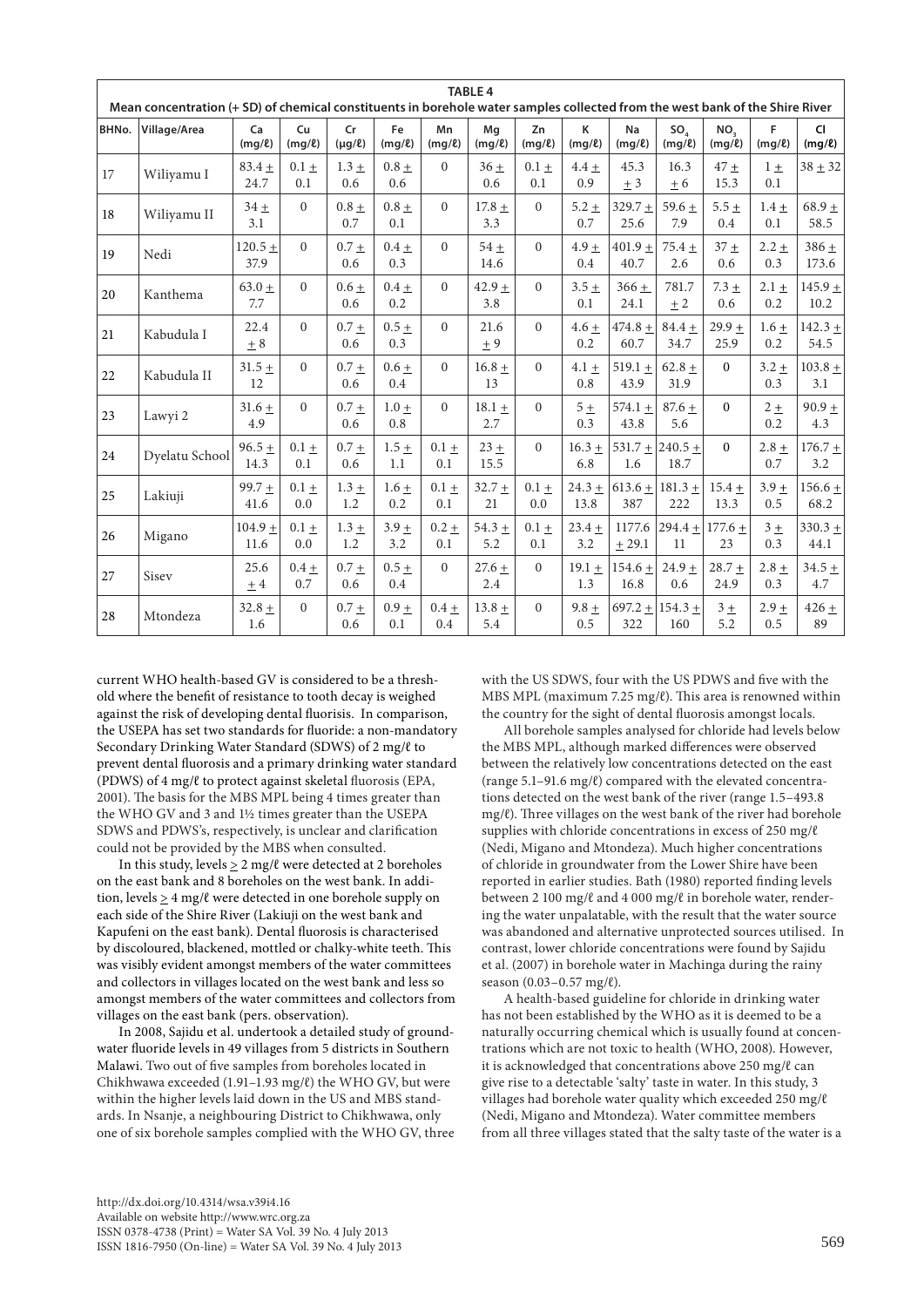**TABLE 4**
**Mean concentration (+ SD) of chemical constituents in borehole water samples collected from the west bank of the Shire River**

| BHNo. | Village/Area | Ca (mg/ℓ) | Cu (mg/ℓ) | Cr (µg/ℓ) | Fe (mg/ℓ) | Mn (mg/ℓ) | Mg (mg/ℓ) | Zn (mg/ℓ) | K (mg/ℓ) | Na (mg/ℓ) | $SO_4$ (mg/ℓ) | $NO_3$ (mg/ℓ) | F (mg/ℓ) | Cl (mg/ℓ) |
|---|---|---|---|---|---|---|---|---|---|---|---|---|---|---|
| 17 | Wiliyamu I | 83.4 ± 24.7 | 0.1 ± 0.1 | 1.3 ± 0.6 | 0.8 ± 0.6 | 0 | 36 ± 0.6 | 0.1 ± 0.1 | 4.4 ± 0.9 | 45.3 ± 3 | 16.3 ± 6 | 47 ± 15.3 | 1 ± 0.1 | 38 ± 32 |
| 18 | Wiliyamu II | 34 ± 3.1 | 0 | 0.8 ± 0.7 | 0.8 ± 0.1 | 0 | 17.8 ± 3.3 | 0 | 5.2 ± 0.7 | 329.7 ± 25.6 | 59.6 ± 7.9 | 5.5 ± 0.4 | 1.4 ± 0.1 | 68.9 ± 58.5 |
| 19 | Nedi | 120.5 ± 37.9 | 0 | 0.7 ± 0.6 | 0.4 ± 0.3 | 0 | 54 ± 14.6 | 0 | 4.9 ± 0.4 | 401.9 ± 40.7 | 75.4 ± 2.6 | 37 ± 0.6 | 2.2 ± 0.3 | 386 ± 173.6 |
| 20 | Kanthema | 63.0 ± 7.7 | 0 | 0.6 ± 0.6 | 0.4 ± 0.2 | 0 | 42.9 ± 3.8 | 0 | 3.5 ± 0.1 | 366 ± 24.1 | 781.7 ± 2 | 7.3 ± 0.6 | 2.1 ± 0.2 | 145.9 ± 10.2 |
| 21 | Kabudula I | 22.4 ± 8 | 0 | 0.7 ± 0.6 | 0.5 ± 0.3 | 0 | 21.6 ± 9 | 0 | 4.6 ± 0.2 | 474.8 ± 60.7 | 84.4 ± 34.7 | 29.9 ± 25.9 | 1.6 ± 0.2 | 142.3 ± 54.5 |
| 22 | Kabudula II | 31.5 ± 12 | 0 | 0.7 ± 0.6 | 0.6 ± 0.4 | 0 | 16.8 ± 13 | 0 | 4.1 ± 0.8 | 519.1 ± 43.9 | 62.8 ± 31.9 | 0 | 3.2 ± 0.3 | 103.8 ± 3.1 |
| 23 | Lawyi 2 | 31.6 ± 4.9 | 0 | 0.7 ± 0.6 | 1.0 ± 0.8 | 0 | 18.1 ± 2.7 | 0 | 5 ± 0.3 | 574.1 ± 43.8 | 87.6 ± 5.6 | 0 | 2 ± 0.2 | 90.9 ± 4.3 |
| 24 | Dyelatu School | 96.5 ± 14.3 | 0.1 ± 0.1 | 0.7 ± 0.6 | 1.5 ± 1.1 | 0.1 ± 0.1 | 23 ± 15.5 | 0 | 16.3 ± 6.8 | 531.7 ± 1.6 | 240.5 ± 18.7 | 0 | 2.8 ± 0.7 | 176.7 ± 3.2 |
| 25 | Lakiuji | 99.7 ± 41.6 | 0.1 ± 0.0 | 1.3 ± 1.2 | 1.6 ± 0.2 | 0.1 ± 0.1 | 32.7 ± 21 | 0.1 ± 0.0 | 24.3 ± 13.8 | 613.6 ± 387 | 181.3 ± 222 | 15.4 ± 13.3 | 3.9 ± 0.5 | 156.6 ± 68.2 |
| 26 | Migano | 104.9 ± 11.6 | 0.1 ± 0.0 | 1.3 ± 1.2 | 3.9 ± 3.2 | 0.2 ± 0.1 | 54.3 ± 5.2 | 0.1 ± 0.1 | 23.4 ± 3.2 | 1177.6 ± 29.1 | 294.4 ± 11 | 177.6 ± 23 | 3 ± 0.3 | 330.3 ± 44.1 |
| 27 | Sisev | 25.6 ± 4 | 0.4 ± 0.7 | 0.7 ± 0.6 | 0.5 ± 0.4 | 0 | 27.6 ± 2.4 | 0 | 19.1 ± 1.3 | 154.6 ± 16.8 | 24.9 ± 0.6 | 28.7 ± 24.9 | 2.8 ± 0.3 | 34.5 ± 4.7 |
| 28 | Mtondeza | 32.8 ± 1.6 | 0 | 0.7 ± 0.6 | 0.9 ± 0.1 | 0.4 ± 0.4 | 13.8 ± 5.4 | 0 | 9.8 ± 0.5 | 697.2 ± 322 | 154.3 ± 160 | 3 ± 5.2 | 2.9 ± 0.5 | 426 ± 89 |

current WHO health-based GV is considered to be a threshold where the benefit of resistance to tooth decay is weighed against the risk of developing dental fluorisis. In comparison, the USEPA has set two standards for fluoride: a non-mandatory Secondary Drinking Water Standard (SDWS) of 2 mg/ℓ to prevent dental fluorosis and a primary drinking water standard (PDWS) of 4 mg/ℓ to protect against skeletal fluorosis (EPA, 2001). The basis for the MBS MPL being 4 times greater than the WHO GV and 3 and 1½ times greater than the USEPA SDWS and PDWS's, respectively, is unclear and clarification could not be provided by the MBS when consulted.

In this study, levels ≥ 2 mg/ℓ were detected at 2 boreholes on the east bank and 8 boreholes on the west bank. In addition, levels ≥ 4 mg/ℓ were detected in one borehole supply on each side of the Shire River (Lakiuji on the west bank and Kapufeni on the east bank). Dental fluorosis is characterised by discoloured, blackened, mottled or chalky-white teeth. This was visibly evident amongst members of the water committees and collectors in villages located on the west bank and less so amongst members of the water committees and collectors from villages on the east bank (pers. observation).

In 2008, Sajidu et al. undertook a detailed study of groundwater fluoride levels in 49 villages from 5 districts in Southern Malawi. Two out of five samples from boreholes located in Chikhwawa exceeded (1.91–1.93 mg/ℓ) the WHO GV, but were within the higher levels laid down in the US and MBS standards. In Nsanje, a neighbouring District to Chikhwawa, only one of six borehole samples complied with the WHO GV, three with the US SDWS, four with the US PDWS and five with the MBS MPL (maximum 7.25 mg/ℓ). This area is renowned within the country for the sight of dental fluorosis amongst locals.

All borehole samples analysed for chloride had levels below the MBS MPL, although marked differences were observed between the relatively low concentrations detected on the east (range 5.1–91.6 mg/ℓ) compared with the elevated concentrations detected on the west bank of the river (range 1.5–493.8 mg/ℓ). Three villages on the west bank of the river had borehole supplies with chloride concentrations in excess of 250 mg/ℓ (Nedi, Migano and Mtondeza). Much higher concentrations of chloride in groundwater from the Lower Shire have been reported in earlier studies. Bath (1980) reported finding levels between 2 100 mg/ℓ and 4 000 mg/ℓ in borehole water, rendering the water unpalatable, with the result that the water source was abandoned and alternative unprotected sources utilised. In contrast, lower chloride concentrations were found by Sajidu et al. (2007) in borehole water in Machinga during the rainy season (0.03–0.57 mg/ℓ).

A health-based guideline for chloride in drinking water has not been established by the WHO as it is deemed to be a naturally occurring chemical which is usually found at concentrations which are not toxic to health (WHO, 2008). However, it is acknowledged that concentrations above 250 mg/ℓ can give rise to a detectable 'salty' taste in water. In this study, 3 villages had borehole water quality which exceeded 250 mg/ℓ (Nedi, Migano and Mtondeza). Water committee members from all three villages stated that the salty taste of the water is a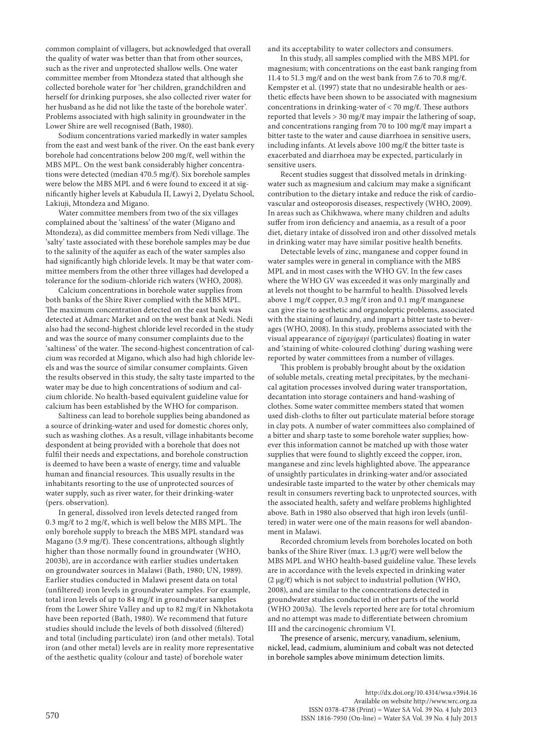common complaint of villagers, but acknowledged that overall the quality of water was better than that from other sources, such as the river and unprotected shallow wells. One water committee member from Mtondeza stated that although she collected borehole water for 'her children, grandchildren and herself for drinking purposes, she also collected river water for her husband as he did not like the taste of the borehole water'. Problems associated with high salinity in groundwater in the Lower Shire are well recognised (Bath, 1980).

Sodium concentrations varied markedly in water samples from the east and west bank of the river. On the east bank every borehole had concentrations below 200 mg/ℓ, well within the MBS MPL. On the west bank considerably higher concentrations were detected (median 470.5 mg/ℓ). Six borehole samples were below the MBS MPL and 6 were found to exceed it at significantly higher levels at Kabudula II, Lawyi 2, Dyelatu School, Lakiuji, Mtondeza and Migano.

Water committee members from two of the six villages complained about the 'saltiness' of the water (Migano and Mtondeza), as did committee members from Nedi village. The 'salty' taste associated with these borehole samples may be due to the salinity of the aquifer as each of the water samples also had significantly high chloride levels. It may be that water committee members from the other three villages had developed a tolerance for the sodium-chloride rich waters (WHO, 2008).

Calcium concentrations in borehole water supplies from both banks of the Shire River complied with the MBS MPL. The maximum concentration detected on the east bank was detected at Admarc Market and on the west bank at Nedi. Nedi also had the second-highest chloride level recorded in the study and was the source of many consumer complaints due to the 'saltiness' of the water. The second-highest concentration of calcium was recorded at Migano, which also had high chloride levels and was the source of similar consumer complaints. Given the results observed in this study, the salty taste imparted to the water may be due to high concentrations of sodium and calcium chloride. No health-based equivalent guideline value for calcium has been established by the WHO for comparison.

Saltiness can lead to borehole supplies being abandoned as a source of drinking-water and used for domestic chores only, such as washing clothes. As a result, village inhabitants become despondent at being provided with a borehole that does not fulfil their needs and expectations, and borehole construction is deemed to have been a waste of energy, time and valuable human and financial resources. This usually results in the inhabitants resorting to the use of unprotected sources of water supply, such as river water, for their drinking-water (pers. observation).

In general, dissolved iron levels detected ranged from 0.3 mg/ℓ to 2 mg/ℓ, which is well below the MBS MPL. The only borehole supply to breach the MBS MPL standard was Magano (3.9 mg/ℓ). These concentrations, although slightly higher than those normally found in groundwater (WHO, 2003b), are in accordance with earlier studies undertaken on groundwater sources in Malawi (Bath, 1980; UN, 1989). Earlier studies conducted in Malawi present data on total (unfiltered) iron levels in groundwater samples. For example, total iron levels of up to 84 mg/ℓ in groundwater samples from the Lower Shire Valley and up to 82 mg/ℓ in Nkhotakota have been reported (Bath, 1980). We recommend that future studies should include the levels of both dissolved (filtered) and total (including particulate) iron (and other metals). Total iron (and other metal) levels are in reality more representative of the aesthetic quality (colour and taste) of borehole water and its acceptability to water collectors and consumers.

In this study, all samples complied with the MBS MPL for magnesium; with concentrations on the east bank ranging from 11.4 to 51.3 mg/ℓ and on the west bank from 7.6 to 70.8 mg/ℓ. Kempster et al. (1997) state that no undesirable health or aesthetic effects have been shown to be associated with magnesium concentrations in drinking-water of < 70 mg/ℓ. These authors reported that levels > 30 mg/ℓ may impair the lathering of soap, and concentrations ranging from 70 to 100 mg/ℓ may impart a bitter taste to the water and cause diarrhoea in sensitive users, including infants. At levels above 100 mg/ℓ the bitter taste is exacerbated and diarrhoea may be expected, particularly in sensitive users.

Recent studies suggest that dissolved metals in drinking-water such as magnesium and calcium may make a significant contribution to the dietary intake and reduce the risk of cardiovascular and osteoporosis diseases, respectively (WHO, 2009). In areas such as Chikhwawa, where many children and adults suffer from iron deficiency and anaemia, as a result of a poor diet, dietary intake of dissolved iron and other dissolved metals in drinking water may have similar positive health benefits.

Detectable levels of zinc, manganese and copper found in water samples were in general in compliance with the MBS MPL and in most cases with the WHO GV. In the few cases where the WHO GV was exceeded it was only marginally and at levels not thought to be harmful to health. Dissolved levels above 1 mg/ℓ copper, 0.3 mg/ℓ iron and 0.1 mg/ℓ manganese can give rise to aesthetic and organoleptic problems, associated with the staining of laundry, and impart a bitter taste to beverages (WHO, 2008). In this study, problems associated with the visual appearance of *zigayigayi* (particulates) floating in water and 'staining of white-coloured clothing' during washing were reported by water committees from a number of villages.

This problem is probably brought about by the oxidation of soluble metals, creating metal precipitates, by the mechanical agitation processes involved during water transportation, decantation into storage containers and hand-washing of clothes. Some water committee members stated that women used dish-cloths to filter out particulate material before storage in clay pots. A number of water committees also complained of a bitter and sharp taste to some borehole water supplies; however this information cannot be matched up with those water supplies that were found to slightly exceed the copper, iron, manganese and zinc levels highlighted above. The appearance of unsightly particulates in drinking-water and/or associated undesirable taste imparted to the water by other chemicals may result in consumers reverting back to unprotected sources, with the associated health, safety and welfare problems highlighted above. Bath in 1980 also observed that high iron levels (unfiltered) in water were one of the main reasons for well abandonment in Malawi.

Recorded chromium levels from boreholes located on both banks of the Shire River (max. 1.3 µg/ℓ) were well below the MBS MPL and WHO health-based guideline value. These levels are in accordance with the levels expected in drinking water (2 µg/ℓ) which is not subject to industrial pollution (WHO, 2008), and are similar to the concentrations detected in groundwater studies conducted in other parts of the world (WHO 2003a). The levels reported here are for total chromium and no attempt was made to differentiate between chromium III and the carcinogenic chromium VI.

The presence of arsenic, mercury, vanadium, selenium, nickel, lead, cadmium, aluminium and cobalt was not detected in borehole samples above minimum detection limits.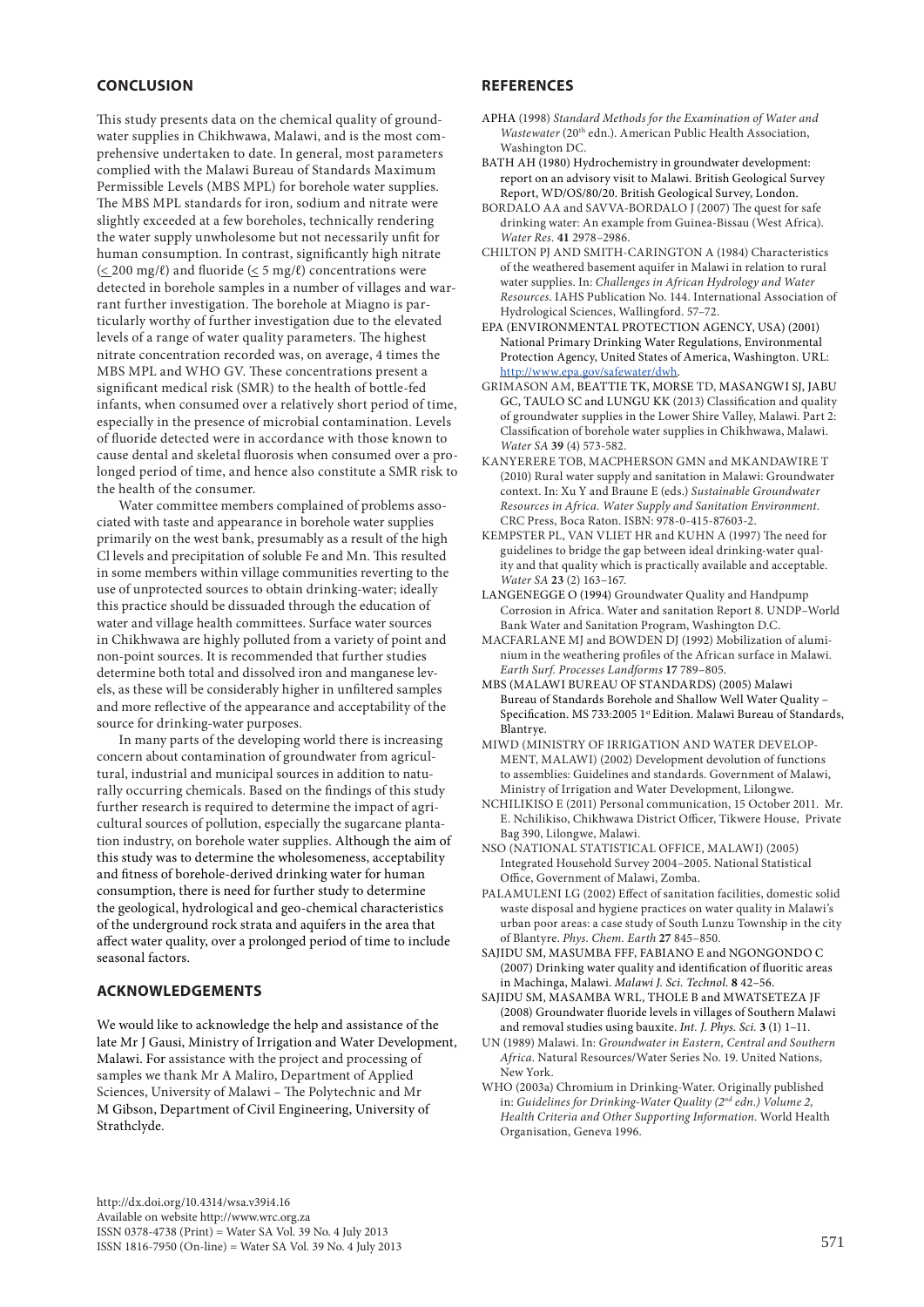## CONCLUSION

This study presents data on the chemical quality of groundwater supplies in Chikhwawa, Malawi, and is the most comprehensive undertaken to date. In general, most parameters complied with the Malawi Bureau of Standards Maximum Permissible Levels (MBS MPL) for borehole water supplies. The MBS MPL standards for iron, sodium and nitrate were slightly exceeded at a few boreholes, technically rendering the water supply unwholesome but not necessarily unfit for human consumption. In contrast, significantly high nitrate ($\leq$200 mg/ℓ) and fluoride ($\leq$ 5 mg/ℓ) concentrations were detected in borehole samples in a number of villages and warrant further investigation. The borehole at Miagno is particularly worthy of further investigation due to the elevated levels of a range of water quality parameters. The highest nitrate concentration recorded was, on average, 4 times the MBS MPL and WHO GV. These concentrations present a significant medical risk (SMR) to the health of bottle-fed infants, when consumed over a relatively short period of time, especially in the presence of microbial contamination. Levels of fluoride detected were in accordance with those known to cause dental and skeletal fluorosis when consumed over a prolonged period of time, and hence also constitute a SMR risk to the health of the consumer.

Water committee members complained of problems associated with taste and appearance in borehole water supplies primarily on the west bank, presumably as a result of the high Cl levels and precipitation of soluble Fe and Mn. This resulted in some members within village communities reverting to the use of unprotected sources to obtain drinking-water; ideally this practice should be dissuaded through the education of water and village health committees. Surface water sources in Chikhwawa are highly polluted from a variety of point and non-point sources. It is recommended that further studies determine both total and dissolved iron and manganese levels, as these will be considerably higher in unfiltered samples and more reflective of the appearance and acceptability of the source for drinking-water purposes.

In many parts of the developing world there is increasing concern about contamination of groundwater from agricultural, industrial and municipal sources in addition to naturally occurring chemicals. Based on the findings of this study further research is required to determine the impact of agricultural sources of pollution, especially the sugarcane plantation industry, on borehole water supplies. Although the aim of this study was to determine the wholesomeness, acceptability and fitness of borehole-derived drinking water for human consumption, there is need for further study to determine the geological, hydrological and geo-chemical characteristics of the underground rock strata and aquifers in the area that affect water quality, over a prolonged period of time to include seasonal factors.

## ACKNOWLEDGEMENTS

We would like to acknowledge the help and assistance of the late Mr J Gausi, Ministry of Irrigation and Water Development, Malawi. For assistance with the project and processing of samples we thank Mr A Maliro, Department of Applied Sciences, University of Malawi – The Polytechnic and Mr M Gibson, Department of Civil Engineering, University of Strathclyde.

## REFERENCES

APHA (1998) *Standard Methods for the Examination of Water and Wastewater* (20th edn.). American Public Health Association, Washington DC.

BATH AH (1980) Hydrochemistry in groundwater development: report on an advisory visit to Malawi. British Geological Survey Report, WD/OS/80/20. British Geological Survey, London.

BORDALO AA and SAVVA-BORDALO J (2007) The quest for safe drinking water: An example from Guinea-Bissau (West Africa). *Water Res.* **41** 2978–2986.

CHILTON PJ AND SMITH-CARINGTON A (1984) Characteristics of the weathered basement aquifer in Malawi in relation to rural water supplies. In: *Challenges in African Hydrology and Water Resources*. IAHS Publication No. 144. International Association of Hydrological Sciences, Wallingford. 57–72.

EPA (ENVIRONMENTAL PROTECTION AGENCY, USA) (2001) National Primary Drinking Water Regulations, Environmental Protection Agency, United States of America, Washington. URL: http://www.epa.gov/safewater/dwh.

GRIMASON AM, BEATTIE TK, MORSE TD, MASANGWI SJ, JABU GC, TAULO SC and LUNGU KK (2013) Classification and quality of groundwater supplies in the Lower Shire Valley, Malawi. Part 2: Classification of borehole water supplies in Chikhwawa, Malawi. *Water SA* **39** (4) 573-582.

KANYERERE TOB, MACPHERSON GMN and MKANDAWIRE T (2010) Rural water supply and sanitation in Malawi: Groundwater context. In: Xu Y and Braune E (eds.) *Sustainable Groundwater Resources in Africa. Water Supply and Sanitation Environment*. CRC Press, Boca Raton. ISBN: 978-0-415-87603-2.

KEMPSTER PL, VAN VLIET HR and KUHN A (1997) The need for guidelines to bridge the gap between ideal drinking-water quality and that quality which is practically available and acceptable. *Water SA* **23** (2) 163–167.

LANGENEGGE O (1994) Groundwater Quality and Handpump Corrosion in Africa. Water and sanitation Report 8. UNDP–World Bank Water and Sanitation Program, Washington D.C.

MACFARLANE MJ and BOWDEN DJ (1992) Mobilization of aluminium in the weathering profiles of the African surface in Malawi. *Earth Surf. Processes Landforms* **17** 789–805.

MBS (MALAWI BUREAU OF STANDARDS) (2005) Malawi Bureau of Standards Borehole and Shallow Well Water Quality – Specification. MS 733:2005 1st Edition. Malawi Bureau of Standards, Blantrye.

MIWD (MINISTRY OF IRRIGATION AND WATER DEVELOPMENT, MALAWI) (2002) Development devolution of functions to assemblies: Guidelines and standards. Government of Malawi, Ministry of Irrigation and Water Development, Lilongwe.

NCHILIKISO E (2011) Personal communication, 15 October 2011. Mr. E. Nchilikiso, Chikhwawa District Officer, Tikwere House, Private Bag 390, Lilongwe, Malawi.

NSO (NATIONAL STATISTICAL OFFICE, MALAWI) (2005) Integrated Household Survey 2004–2005. National Statistical Office, Government of Malawi, Zomba.

PALAMULENI LG (2002) Effect of sanitation facilities, domestic solid waste disposal and hygiene practices on water quality in Malawi's urban poor areas: a case study of South Lunzu Township in the city of Blantyre. *Phys. Chem. Earth* **27** 845–850.

SAJIDU SM, MASUMBA FFF, FABIANO E and NGONGONDO C (2007) Drinking water quality and identification of fluoritic areas in Machinga, Malawi. *Malawi J. Sci. Technol.* **8** 42–56.

SAJIDU SM, MASAMBA WRL, THOLE B and MWATSETEZA JF (2008) Groundwater fluoride levels in villages of Southern Malawi and removal studies using bauxite. *Int. J. Phys. Sci.* **3** (1) 1–11.

UN (1989) Malawi. In: *Groundwater in Eastern, Central and Southern Africa*. Natural Resources/Water Series No. 19. United Nations, New York.

WHO (2003a) Chromium in Drinking-Water. Originally published in: *Guidelines for Drinking-Water Quality (2nd edn.) Volume 2, Health Criteria and Other Supporting Information*. World Health Organisation, Geneva 1996.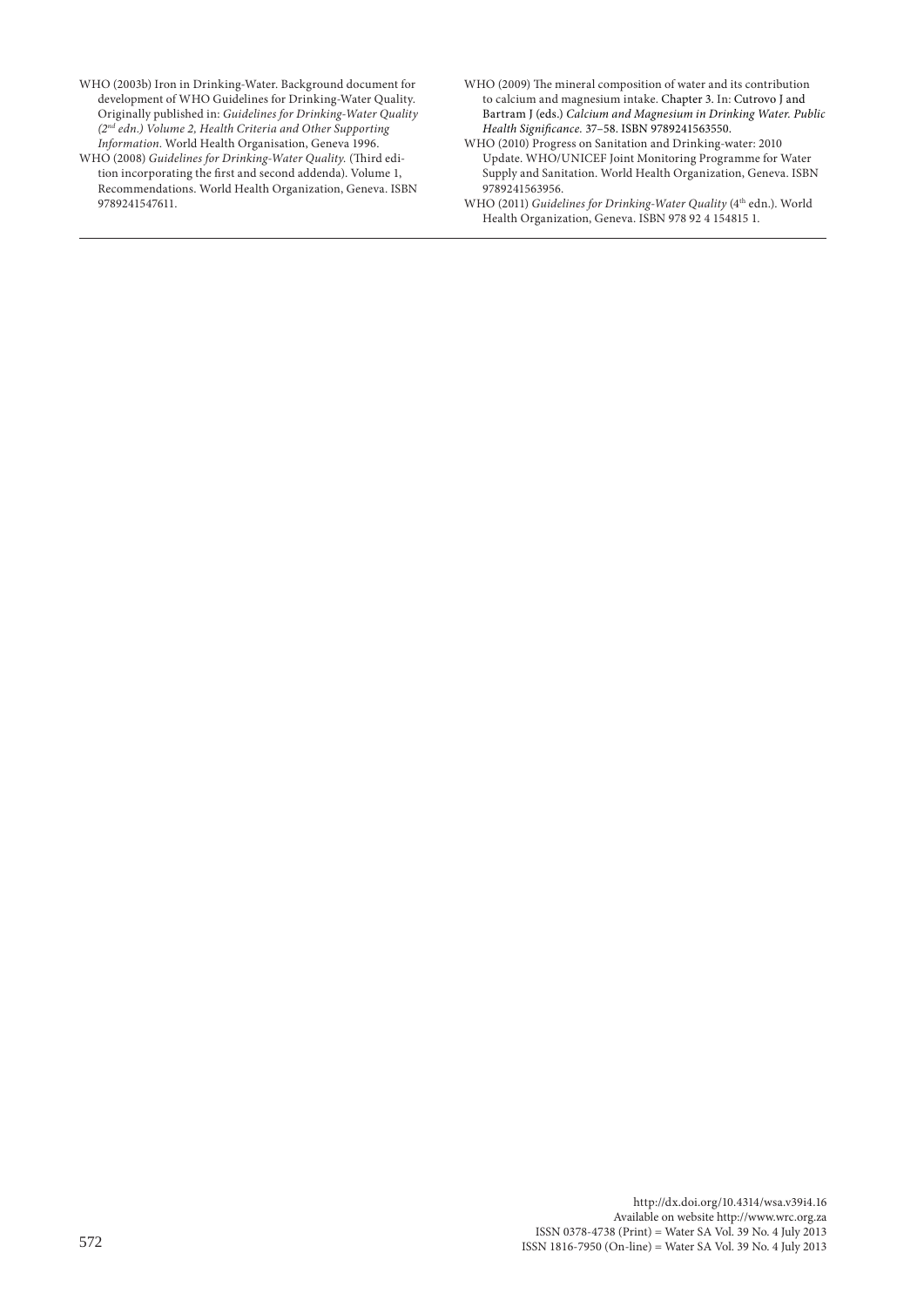WHO (2003b) Iron in Drinking-Water. Background document for development of WHO Guidelines for Drinking-Water Quality. Originally published in: *Guidelines for Drinking-Water Quality (2nd edn.) Volume 2, Health Criteria and Other Supporting Information*. World Health Organisation, Geneva 1996.

WHO (2008) *Guidelines for Drinking-Water Quality.* (Third edition incorporating the first and second addenda). Volume 1, Recommendations. World Health Organization, Geneva. ISBN 9789241547611.

WHO (2009) The mineral composition of water and its contribution to calcium and magnesium intake. Chapter 3. In: Cutrovo J and Bartram J (eds.) *Calcium and Magnesium in Drinking Water. Public Health Significance.* 37–58. ISBN 9789241563550.

WHO (2010) Progress on Sanitation and Drinking-water: 2010 Update. WHO/UNICEF Joint Monitoring Programme for Water Supply and Sanitation. World Health Organization, Geneva. ISBN 9789241563956.

WHO (2011) *Guidelines for Drinking-Water Quality* (4th edn.). World Health Organization, Geneva. ISBN 978 92 4 154815 1.